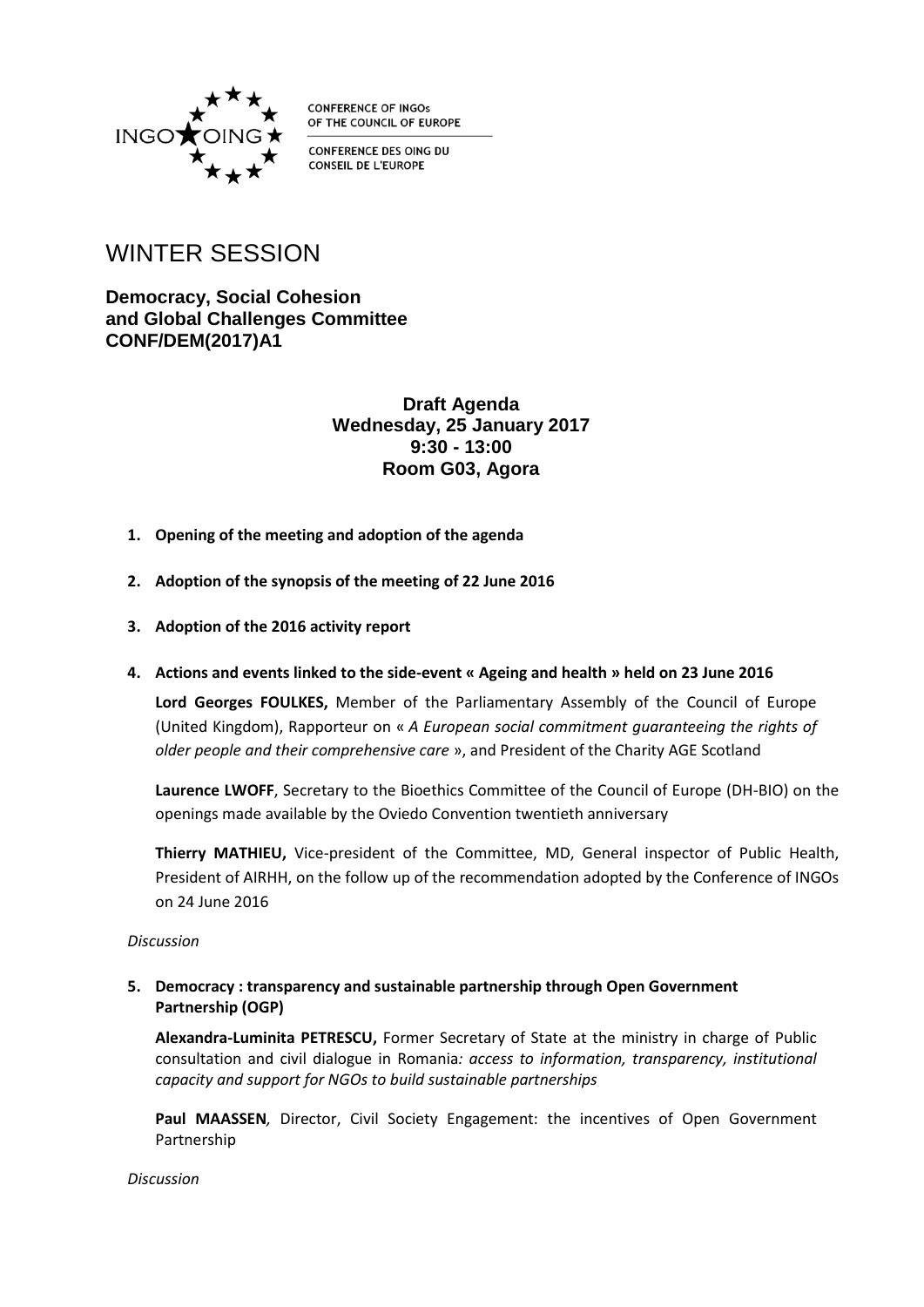CONFERENCE OF INGOs
OF THE COUNCIL OF EUROPE

CONFERENCE DES OING DU
CONSEIL DE L'EUROPE

# WINTER SESSION

**Democracy, Social Cohesion and Global Challenges Committee**
**CONF/DEM(2017)A1**

**Draft Agenda**
**Wednesday, 25 January 2017**
**9:30 - 13:00**
**Room G03, Agora**

1. **Opening of the meeting and adoption of the agenda**

2. **Adoption of the synopsis of the meeting of 22 June 2016**

3. **Adoption of the 2016 activity report**

4. **Actions and events linked to the side-event « Ageing and health » held on 23 June 2016**

   **Lord Georges FOULKES,** Member of the Parliamentary Assembly of the Council of Europe (United Kingdom), Rapporteur on « *A European social commitment guaranteeing the rights of older people and their comprehensive care* », and President of the Charity AGE Scotland

   **Laurence LWOFF**, Secretary to the Bioethics Committee of the Council of Europe (DH-BIO) on the openings made available by the Oviedo Convention twentieth anniversary

   **Thierry MATHIEU,** Vice-president of the Committee, MD, General inspector of Public Health, President of AIRHH, on the follow up of the recommendation adopted by the Conference of INGOs on 24 June 2016

   *Discussion*

5. **Democracy : transparency and sustainable partnership through Open Government Partnership (OGP)**

   **Alexandra-Luminita PETRESCU,** Former Secretary of State at the ministry in charge of Public consultation and civil dialogue in Romania*: access to information, transparency, institutional capacity and support for NGOs to build sustainable partnerships*

   **Paul MAASSEN***,* Director, Civil Society Engagement: the incentives of Open Government Partnership

   *Discussion*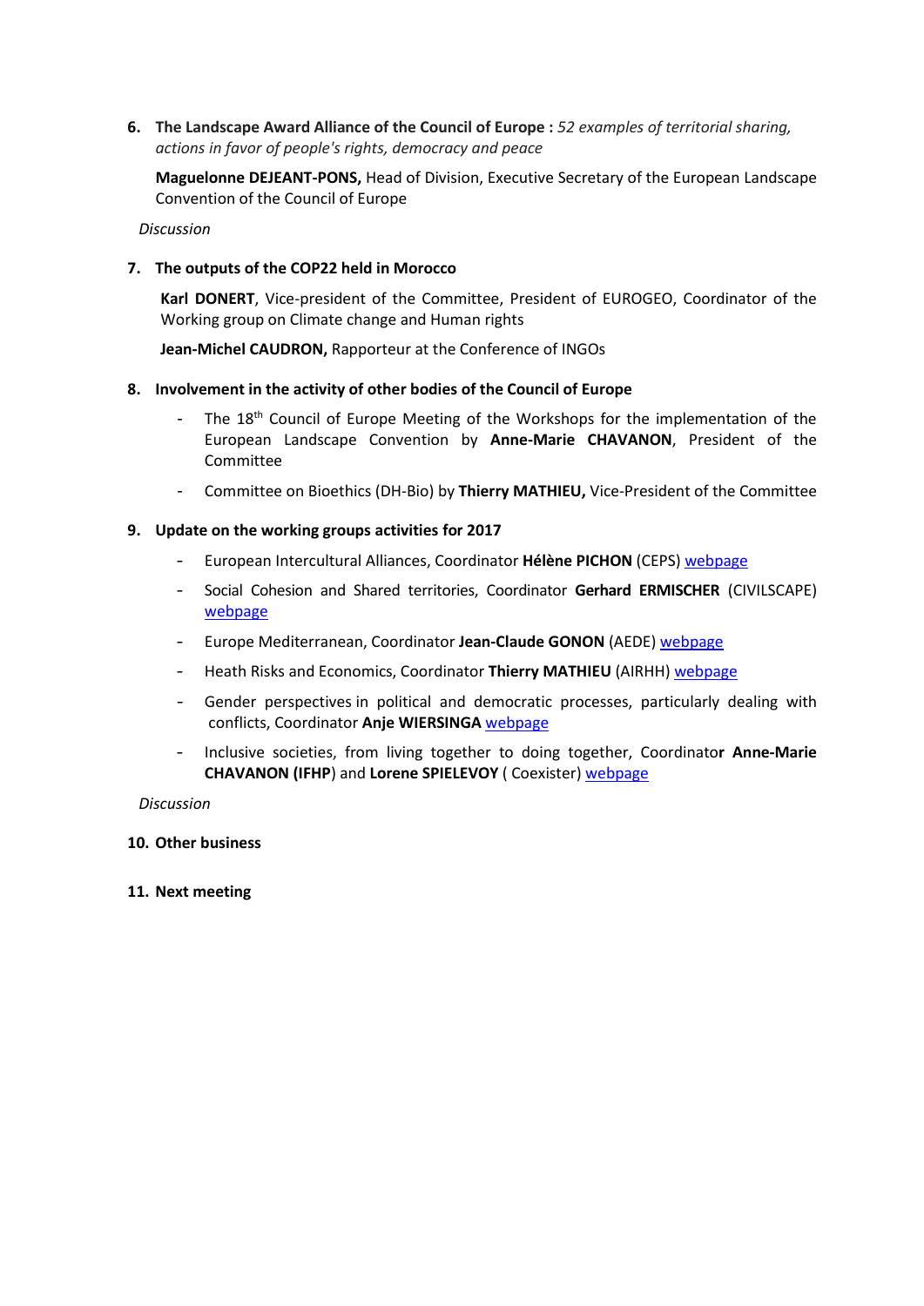6. **The Landscape Award Alliance of the Council of Europe :** *52 examples of territorial sharing, actions in favor of people's rights, democracy and peace*

   **Maguelonne DEJEANT-PONS,** Head of Division, Executive Secretary of the European Landscape Convention of the Council of Europe

   *Discussion*

7. **The outputs of the COP22 held in Morocco**

   **Karl DONERT**, Vice-president of the Committee, President of EUROGEO, Coordinator of the Working group on Climate change and Human rights

   **Jean-Michel CAUDRON,** Rapporteur at the Conference of INGOs

8. **Involvement in the activity of other bodies of the Council of Europe**

   - The 18th Council of Europe Meeting of the Workshops for the implementation of the European Landscape Convention by **Anne-Marie CHAVANON**, President of the Committee
   - Committee on Bioethics (DH-Bio) by **Thierry MATHIEU,** Vice-President of the Committee

9. **Update on the working groups activities for 2017**

   - European Intercultural Alliances, Coordinator **Hélène PICHON** (CEPS) webpage
   - Social Cohesion and Shared territories, Coordinator **Gerhard ERMISCHER** (CIVILSCAPE) webpage
   - Europe Mediterranean, Coordinator **Jean-Claude GONON** (AEDE) webpage
   - Heath Risks and Economics, Coordinator **Thierry MATHIEU** (AIRHH) webpage
   - Gender perspectives in political and democratic processes, particularly dealing with conflicts, Coordinator **Anje WIERSINGA** webpage
   - Inclusive societies, from living together to doing together, Coordinato**r Anne-Marie CHAVANON (IFHP**) and **Lorene SPIELEVOY** ( Coexister) webpage

   *Discussion*

10. **Other business**

11. **Next meeting**